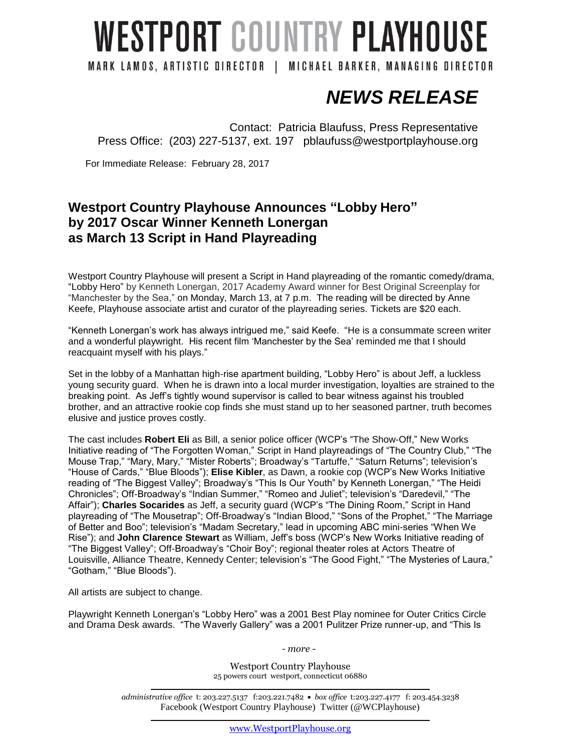# WESTPORT COUNTRY PLAYHOUSE

MARK LAMOS, ARTISTIC DIRECTOR | MICHAEL BARKER, MANAGING DIRECTOR

## *NEWS RELEASE*

Contact: Patricia Blaufuss, Press Representative
Press Office: (203) 227-5137, ext. 197 pblaufuss@westportplayhouse.org

For Immediate Release: February 28, 2017

### Westport Country Playhouse Announces "Lobby Hero" by 2017 Oscar Winner Kenneth Lonergan as March 13 Script in Hand Playreading

Westport Country Playhouse will present a Script in Hand playreading of the romantic comedy/drama, "Lobby Hero" by Kenneth Lonergan, 2017 Academy Award winner for Best Original Screenplay for "Manchester by the Sea," on Monday, March 13, at 7 p.m. The reading will be directed by Anne Keefe, Playhouse associate artist and curator of the playreading series. Tickets are $20 each.

"Kenneth Lonergan's work has always intrigued me," said Keefe. "He is a consummate screen writer and a wonderful playwright. His recent film 'Manchester by the Sea' reminded me that I should reacquaint myself with his plays."

Set in the lobby of a Manhattan high-rise apartment building, "Lobby Hero" is about Jeff, a luckless young security guard. When he is drawn into a local murder investigation, loyalties are strained to the breaking point. As Jeff's tightly wound supervisor is called to bear witness against his troubled brother, and an attractive rookie cop finds she must stand up to her seasoned partner, truth becomes elusive and justice proves costly.

The cast includes **Robert Eli** as Bill, a senior police officer (WCP's "The Show-Off," New Works Initiative reading of "The Forgotten Woman," Script in Hand playreadings of "The Country Club," "The Mouse Trap," "Mary, Mary," "Mister Roberts"; Broadway's "Tartuffe," "Saturn Returns"; television's "House of Cards," "Blue Bloods"); **Elise Kibler**, as Dawn, a rookie cop (WCP's New Works Initiative reading of "The Biggest Valley"; Broadway's "This Is Our Youth" by Kenneth Lonergan," "The Heidi Chronicles"; Off-Broadway's "Indian Summer," "Romeo and Juliet"; television's "Daredevil," "The Affair"); **Charles Socarides** as Jeff, a security guard (WCP's "The Dining Room," Script in Hand playreading of "The Mousetrap"; Off-Broadway's "Indian Blood," "Sons of the Prophet," "The Marriage of Better and Boo"; television's "Madam Secretary," lead in upcoming ABC mini-series "When We Rise"); and **John Clarence Stewart** as William, Jeff's boss (WCP's New Works Initiative reading of "The Biggest Valley"; Off-Broadway's "Choir Boy"; regional theater roles at Actors Theatre of Louisville, Alliance Theatre, Kennedy Center; television's "The Good Fight," "The Mysteries of Laura," "Gotham," "Blue Bloods").

All artists are subject to change.

Playwright Kenneth Lonergan's "Lobby Hero" was a 2001 Best Play nominee for Outer Critics Circle and Drama Desk awards. "The Waverly Gallery" was a 2001 Pulitzer Prize runner-up, and "This Is

*- more -*

Westport Country Playhouse
25 powers court westport, connecticut 06880

*administrative office* t: 203.227.5137 f:203.221.7482 • *box office* t:203.227.4177 f: 203.454.3238
Facebook (Westport Country Playhouse) Twitter (@WCPlayhouse)

www.WestportPlayhouse.org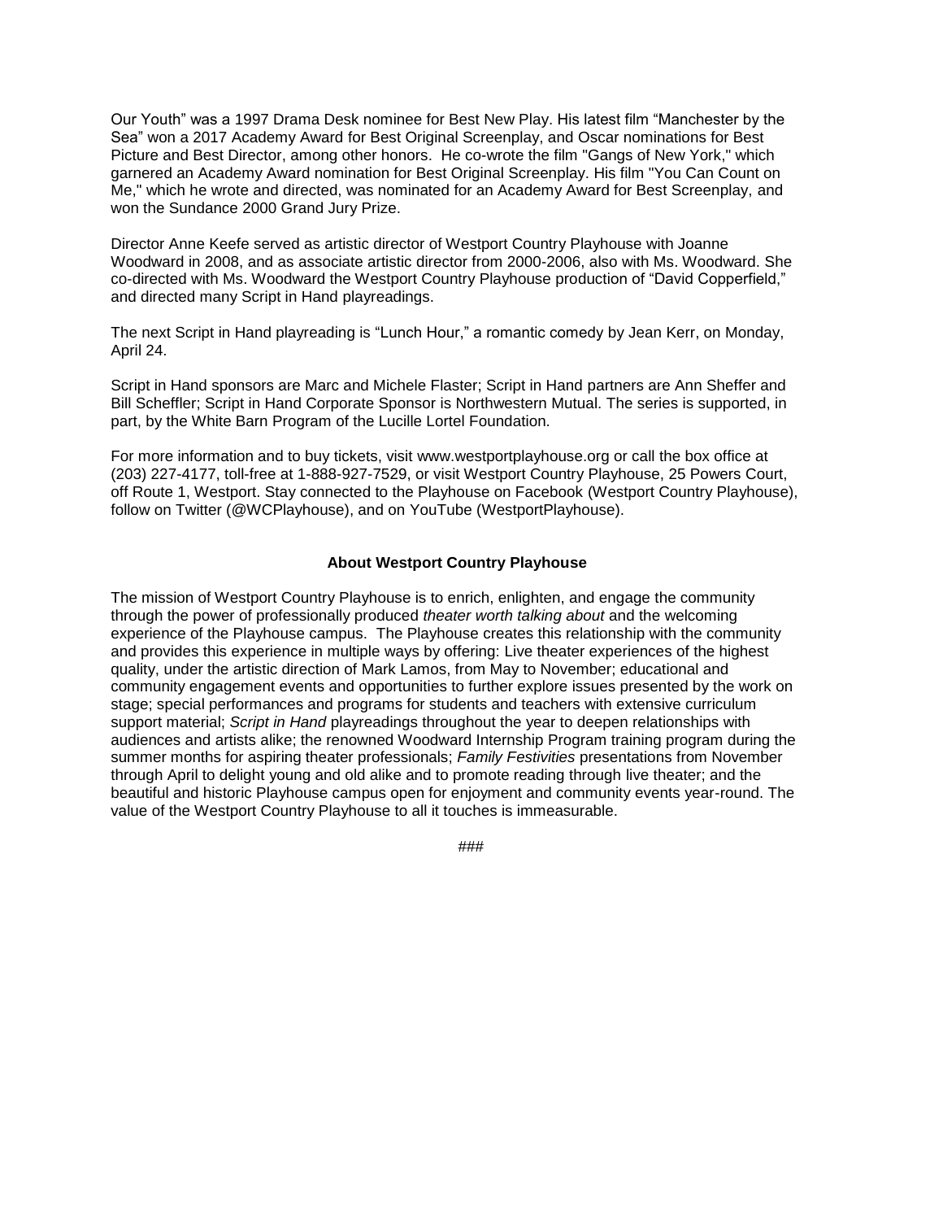Our Youth" was a 1997 Drama Desk nominee for Best New Play. His latest film "Manchester by the Sea" won a 2017 Academy Award for Best Original Screenplay, and Oscar nominations for Best Picture and Best Director, among other honors. He co-wrote the film "Gangs of New York," which garnered an Academy Award nomination for Best Original Screenplay. His film "You Can Count on Me," which he wrote and directed, was nominated for an Academy Award for Best Screenplay, and won the Sundance 2000 Grand Jury Prize.

Director Anne Keefe served as artistic director of Westport Country Playhouse with Joanne Woodward in 2008, and as associate artistic director from 2000-2006, also with Ms. Woodward. She co-directed with Ms. Woodward the Westport Country Playhouse production of "David Copperfield," and directed many Script in Hand playreadings.

The next Script in Hand playreading is "Lunch Hour," a romantic comedy by Jean Kerr, on Monday, April 24.

Script in Hand sponsors are Marc and Michele Flaster; Script in Hand partners are Ann Sheffer and Bill Scheffler; Script in Hand Corporate Sponsor is Northwestern Mutual. The series is supported, in part, by the White Barn Program of the Lucille Lortel Foundation.

For more information and to buy tickets, visit www.westportplayhouse.org or call the box office at (203) 227-4177, toll-free at 1-888-927-7529, or visit Westport Country Playhouse, 25 Powers Court, off Route 1, Westport. Stay connected to the Playhouse on Facebook (Westport Country Playhouse), follow on Twitter (@WCPlayhouse), and on YouTube (WestportPlayhouse).

**About Westport Country Playhouse**

The mission of Westport Country Playhouse is to enrich, enlighten, and engage the community through the power of professionally produced *theater worth talking about* and the welcoming experience of the Playhouse campus. The Playhouse creates this relationship with the community and provides this experience in multiple ways by offering: Live theater experiences of the highest quality, under the artistic direction of Mark Lamos, from May to November; educational and community engagement events and opportunities to further explore issues presented by the work on stage; special performances and programs for students and teachers with extensive curriculum support material; *Script in Hand* playreadings throughout the year to deepen relationships with audiences and artists alike; the renowned Woodward Internship Program training program during the summer months for aspiring theater professionals; *Family Festivities* presentations from November through April to delight young and old alike and to promote reading through live theater; and the beautiful and historic Playhouse campus open for enjoyment and community events year-round. The value of the Westport Country Playhouse to all it touches is immeasurable.

###